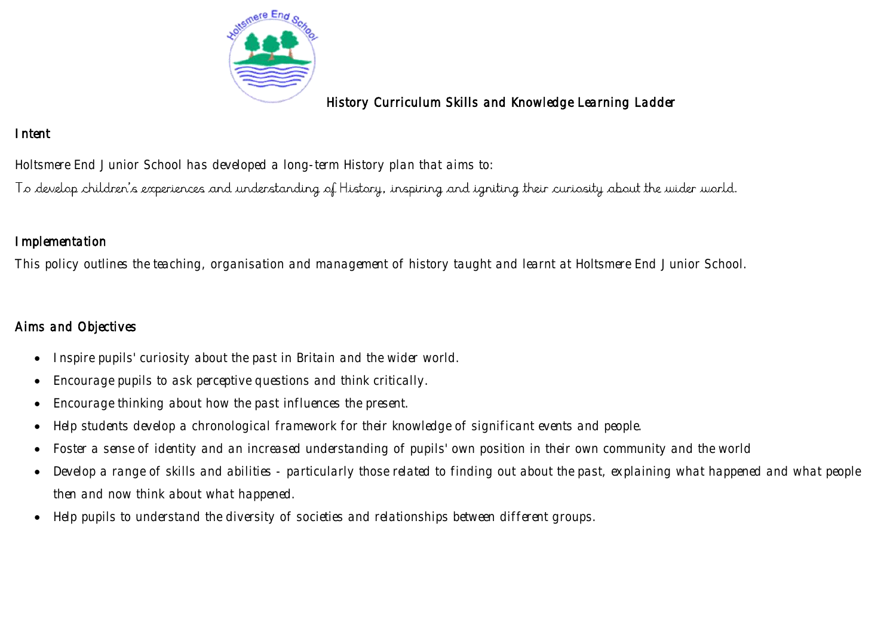# History Curriculum Skills and Knowledge Learning Ladder

## Intent

Holtsmere End Junior School has developed a long-term History plan that aims to:

To develop children's experiences and understanding of History, inspiring and igniting their curiosity about the wider world.

## Implementation

This policy outlines the teaching, organisation and management of history taught and learnt at Holtsmere End Junior School.

## Aims and Objectives

- Inspire pupils' curiosity about the past in Britain and the wider world.
- Encourage pupils to ask perceptive questions and think critically.
- Encourage thinking about how the past influences the present.
- Help students develop a chronological framework for their knowledge of significant events and people.
- Foster a sense of identity and an increased understanding of pupils' own position in their own community and the world
- Develop a range of skills and abilities - particularly those related to finding out about the past, explaining what happened and what people then and now think about what happened.
- Help pupils to understand the diversity of societies and relationships between different groups.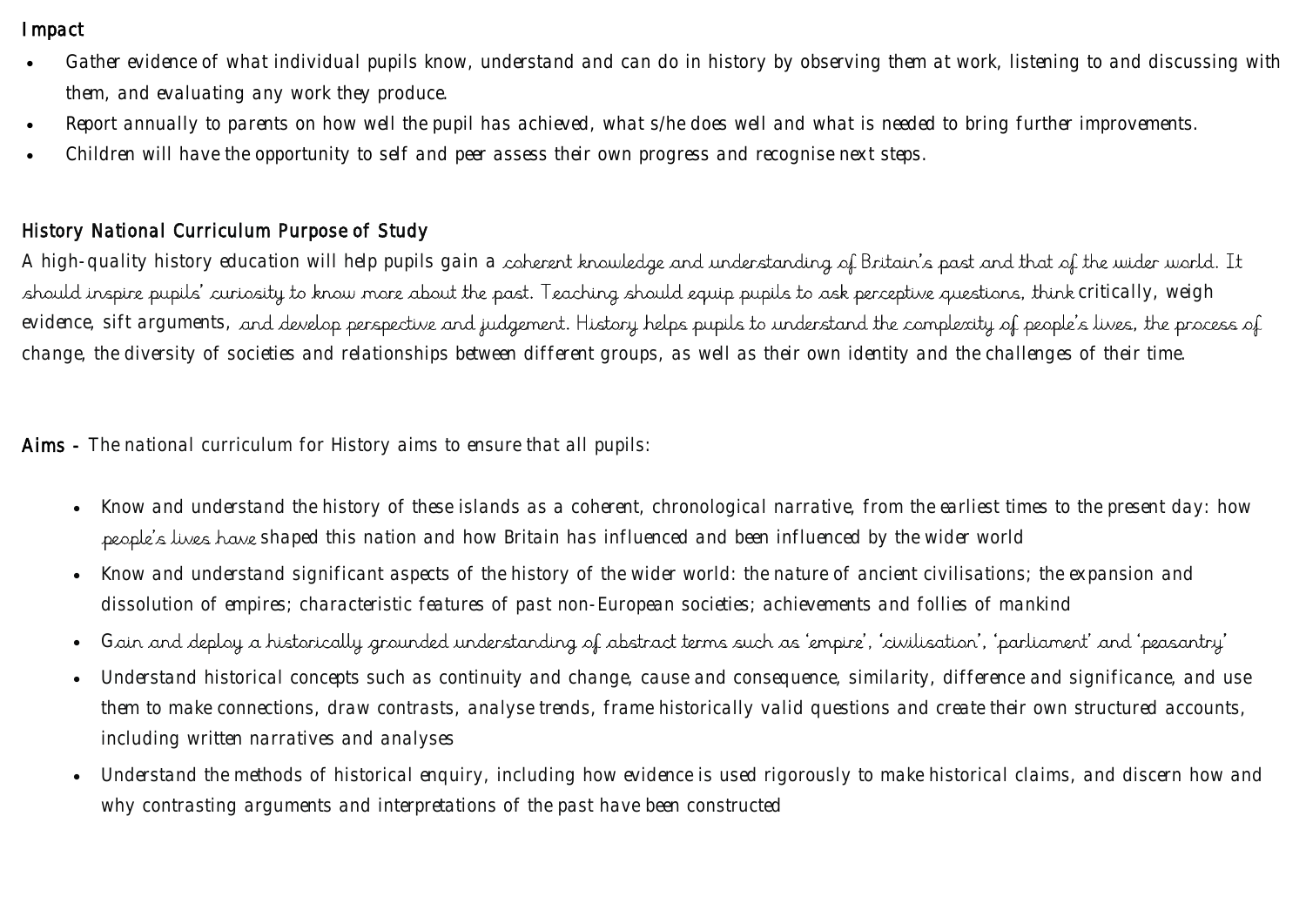## Impact

- Gather evidence of what individual pupils know, understand and can do in history by observing them at work, listening to and discussing with them, and evaluating any work they produce.
- Report annually to parents on how well the pupil has achieved, what s/he does well and what is needed to bring further improvements.
- Children will have the opportunity to self and peer assess their own progress and recognise next steps.

## History National Curriculum Purpose of Study

A high-quality history education will help pupils gain a coherent knowledge and understanding of Britain's past and that of the wider world. It should inspire pupils' curiosity to know more about the past. Teaching should equip pupils to ask perceptive questions, think critically, weigh evidence, sift arguments, and develop perspective and judgement. History helps pupils to understand the complexity of people's lives, the process of change, the diversity of societies and relationships between different groups, as well as their own identity and the challenges of their time.

**Aims -** The national curriculum for History aims to ensure that all pupils:

- Know and understand the history of these islands as a coherent, chronological narrative, from the earliest times to the present day: how people's lives have shaped this nation and how Britain has influenced and been influenced by the wider world
- Know and understand significant aspects of the history of the wider world: the nature of ancient civilisations; the expansion and dissolution of empires; characteristic features of past non-European societies; achievements and follies of mankind
- Gain and deploy a historically grounded understanding of abstract terms such as 'empire', 'civilisation', 'parliament' and 'peasantry'
- Understand historical concepts such as continuity and change, cause and consequence, similarity, difference and significance, and use them to make connections, draw contrasts, analyse trends, frame historically valid questions and create their own structured accounts, including written narratives and analyses
- Understand the methods of historical enquiry, including how evidence is used rigorously to make historical claims, and discern how and why contrasting arguments and interpretations of the past have been constructed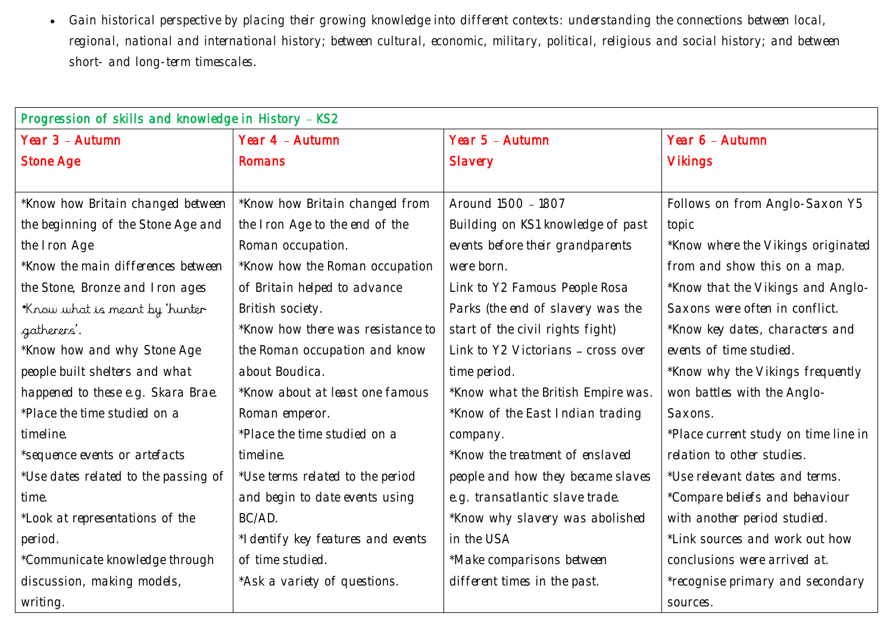- Gain historical perspective by placing their growing knowledge into different contexts: understanding the connections between local, regional, national and international history; between cultural, economic, military, political, religious and social history; and between short- and long-term timescales.

| Progression of skills and knowledge in History – KS2 | | | |
|---|---|---|---|
| Year 3 – Autumn<br>Stone Age | Year 4 – Autumn<br>Romans | Year 5 – Autumn<br>Slavery | Year 6 – Autumn<br>Vikings |
| *Know how Britain changed between the beginning of the Stone Age and the Iron Age<br>*Know the main differences between the Stone, Bronze and Iron ages<br>*Know what is meant by 'hunter-gatherers'.<br>*Know how and why Stone Age people built shelters and what happened to these e.g. Skara Brae.<br>*Place the time studied on a timeline.<br>*sequence events or artefacts<br>*Use dates related to the passing of time.<br>*Look at representations of the period.<br>*Communicate knowledge through discussion, making models, writing. | *Know how Britain changed from the Iron Age to the end of the Roman occupation.<br>*Know how the Roman occupation of Britain helped to advance British society.<br>*Know how there was resistance to the Roman occupation and know about Boudica.<br>*Know about at least one famous Roman emperor.<br>*Place the time studied on a timeline.<br>*Use terms related to the period and begin to date events using BC/AD.<br>*Identify key features and events of time studied.<br>*Ask a variety of questions. | Around 1500 – 1807<br>Building on KS1 knowledge of past events before their grandparents were born.<br>Link to Y2 Famous People Rosa Parks (the end of slavery was the start of the civil rights fight)<br>Link to Y2 Victorians – cross over time period.<br>*Know what the British Empire was.<br>*Know of the East Indian trading company.<br>*Know the treatment of enslaved people and how they became slaves e.g. transatlantic slave trade.<br>*Know why slavery was abolished in the USA<br>*Make comparisons between different times in the past. | Follows on from Anglo-Saxon Y5 topic<br>*Know where the Vikings originated from and show this on a map.<br>*Know that the Vikings and Anglo-Saxons were often in conflict.<br>*Know key dates, characters and events of time studied.<br>*Know why the Vikings frequently won battles with the Anglo-Saxons.<br>*Place current study on time line in relation to other studies.<br>*Use relevant dates and terms.<br>*Compare beliefs and behaviour with another period studied.<br>*Link sources and work out how conclusions were arrived at.<br>*recognise primary and secondary sources. |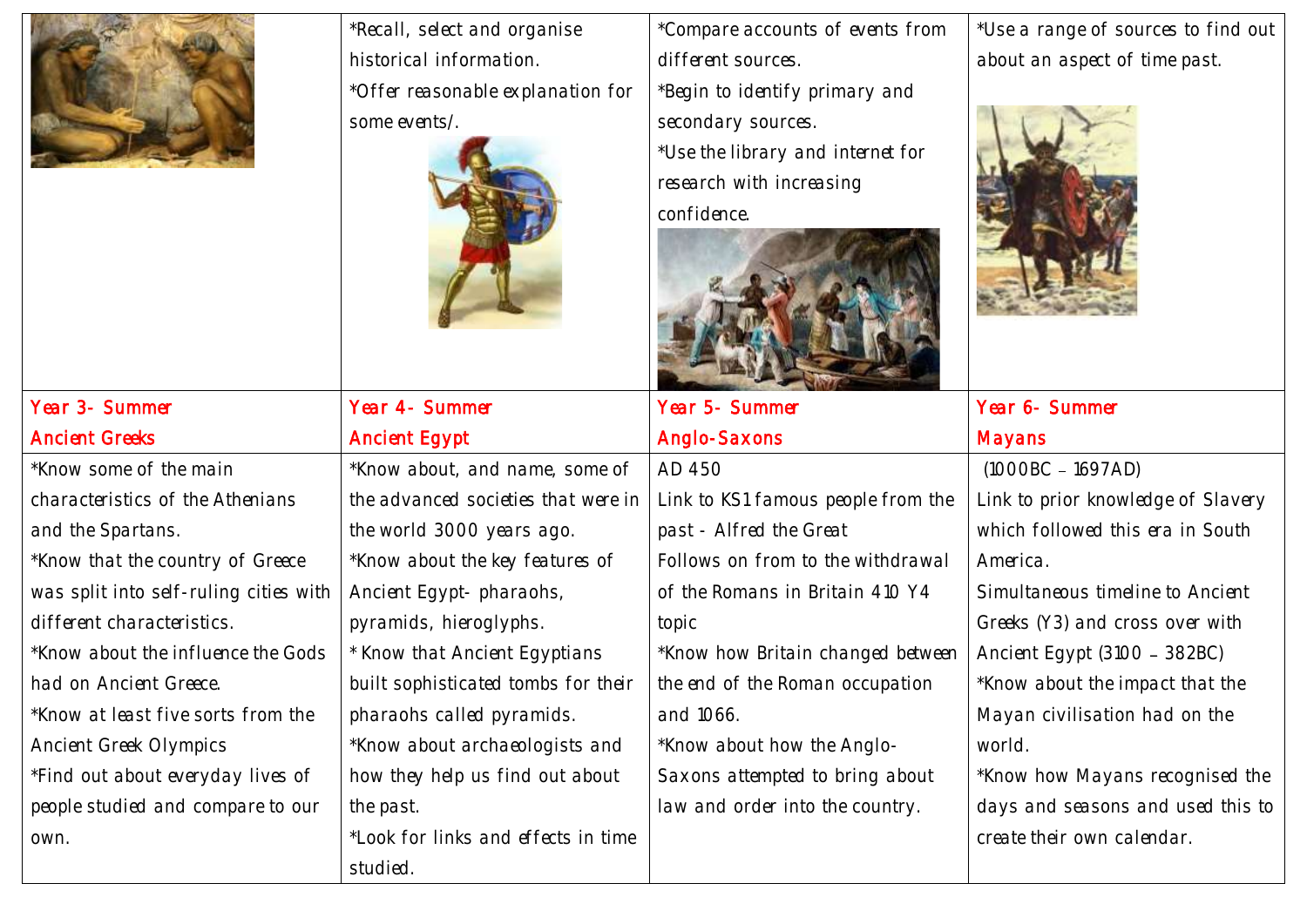| | *Recall, select and organise historical information.<br>*Offer reasonable explanation for some events/. | *Compare accounts of events from different sources.<br>*Begin to identify primary and secondary sources.<br>*Use the library and internet for research with increasing confidence. | *Use a range of sources to find out about an aspect of time past. |
|---|---|---|---|
| Year 3- Summer<br>Ancient Greeks | Year 4- Summer<br>Ancient Egypt | Year 5- Summer<br>Anglo-Saxons | Year 6- Summer<br>Mayans |
| *Know some of the main characteristics of the Athenians and the Spartans.<br>*Know that the country of Greece was split into self-ruling cities with different characteristics.<br>*Know about the influence the Gods had on Ancient Greece.<br>*Know at least five sorts from the Ancient Greek Olympics<br>*Find out about everyday lives of people studied and compare to our own. | *Know about, and name, some of the advanced societies that were in the world 3000 years ago.<br>*Know about the key features of Ancient Egypt- pharaohs, pyramids, hieroglyphs.<br>* Know that Ancient Egyptians built sophisticated tombs for their pharaohs called pyramids.<br>*Know about archaeologists and how they help us find out about the past.<br>*Look for links and effects in time studied. | AD 450<br>Link to KS1 famous people from the past - Alfred the Great<br>Follows on from to the withdrawal of the Romans in Britain 410 Y4 topic<br>*Know how Britain changed between the end of the Roman occupation and 1066.<br>*Know about how the Anglo-Saxons attempted to bring about law and order into the country. | (1000BC – 1697AD)<br>Link to prior knowledge of Slavery which followed this era in South America.<br>Simultaneous timeline to Ancient Greeks (Y3) and cross over with Ancient Egypt (3100 – 382BC)<br>*Know about the impact that the Mayan civilisation had on the world.<br>*Know how Mayans recognised the days and seasons and used this to create their own calendar. |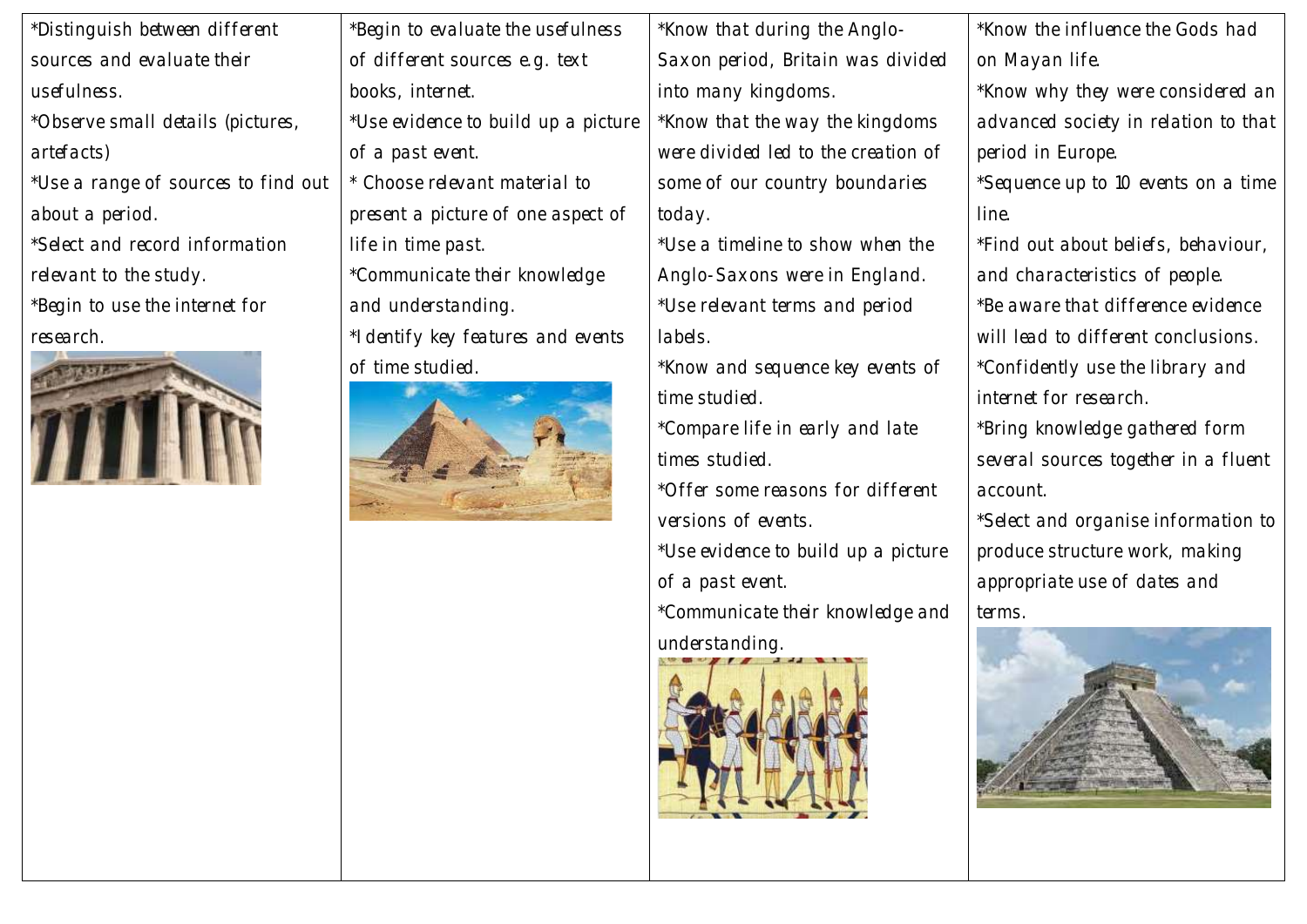| | | | |
|---|---|---|---|
| *Distinguish between different sources and evaluate their usefulness.<br>*Observe small details (pictures, artefacts)<br>*Use a range of sources to find out about a period.<br>*Select and record information relevant to the study.<br>*Begin to use the internet for research. | *Begin to evaluate the usefulness of different sources e.g. text books, internet.<br>*Use evidence to build up a picture of a past event.<br>* Choose relevant material to present a picture of one aspect of life in time past.<br>*Communicate their knowledge and understanding.<br>*Identify key features and events of time studied. | *Know that during the Anglo-Saxon period, Britain was divided into many kingdoms.<br>*Know that the way the kingdoms were divided led to the creation of some of our country boundaries today.<br>*Use a timeline to show when the Anglo-Saxons were in England.<br>*Use relevant terms and period labels.<br>*Know and sequence key events of time studied.<br>*Compare life in early and late times studied.<br>*Offer some reasons for different versions of events.<br>*Use evidence to build up a picture of a past event.<br>*Communicate their knowledge and understanding. | *Know the influence the Gods had on Mayan life.<br>*Know why they were considered an advanced society in relation to that period in Europe.<br>*Sequence up to 10 events on a time line.<br>*Find out about beliefs, behaviour, and characteristics of people.<br>*Be aware that difference evidence will lead to different conclusions.<br>*Confidently use the library and internet for research.<br>*Bring knowledge gathered form several sources together in a fluent account.<br>*Select and organise information to produce structure work, making appropriate use of dates and terms. |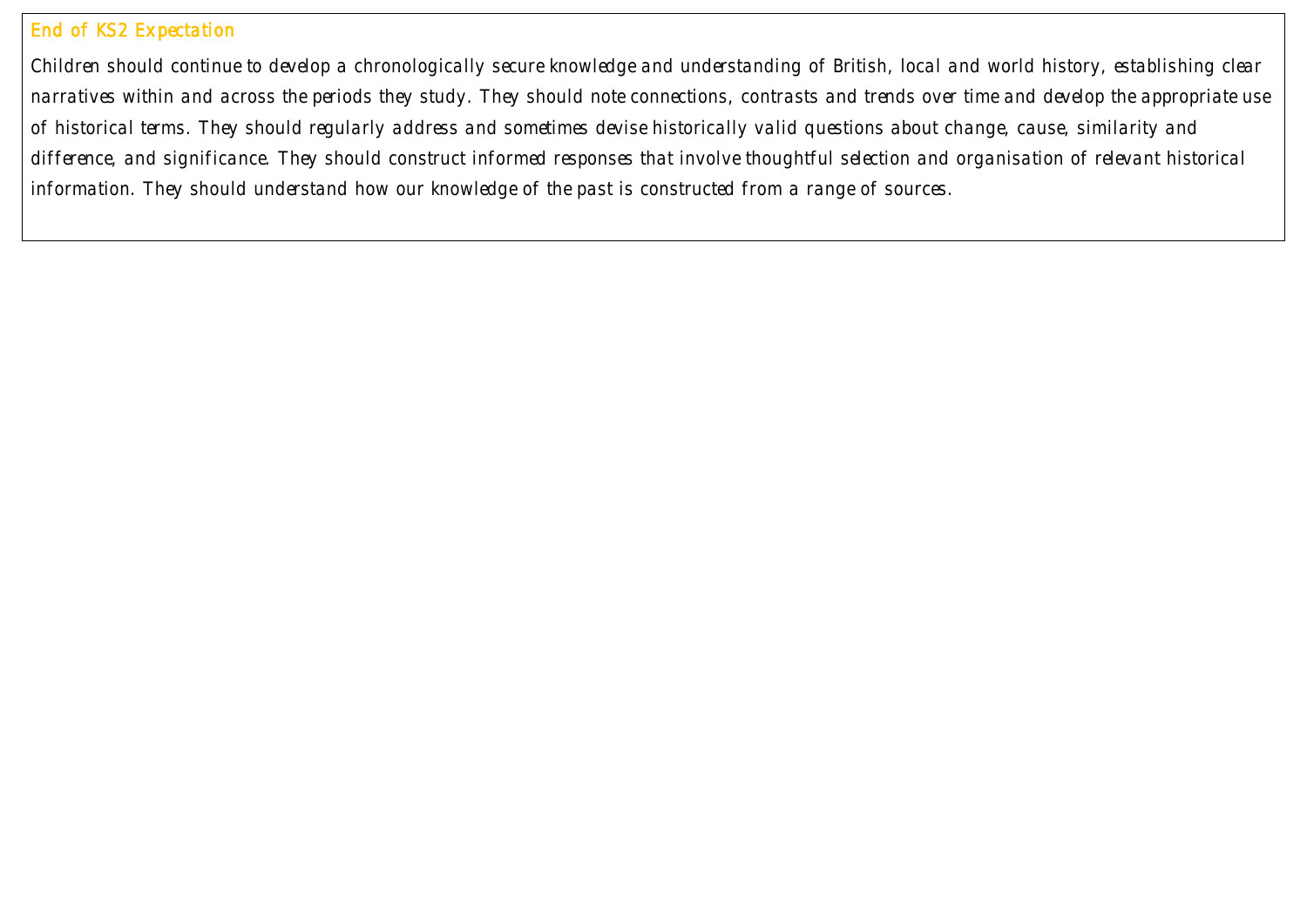## End of KS2 Expectation

Children should continue to develop a chronologically secure knowledge and understanding of British, local and world history, establishing clear narratives within and across the periods they study. They should note connections, contrasts and trends over time and develop the appropriate use of historical terms. They should regularly address and sometimes devise historically valid questions about change, cause, similarity and difference, and significance. They should construct informed responses that involve thoughtful selection and organisation of relevant historical information. They should understand how our knowledge of the past is constructed from a range of sources.